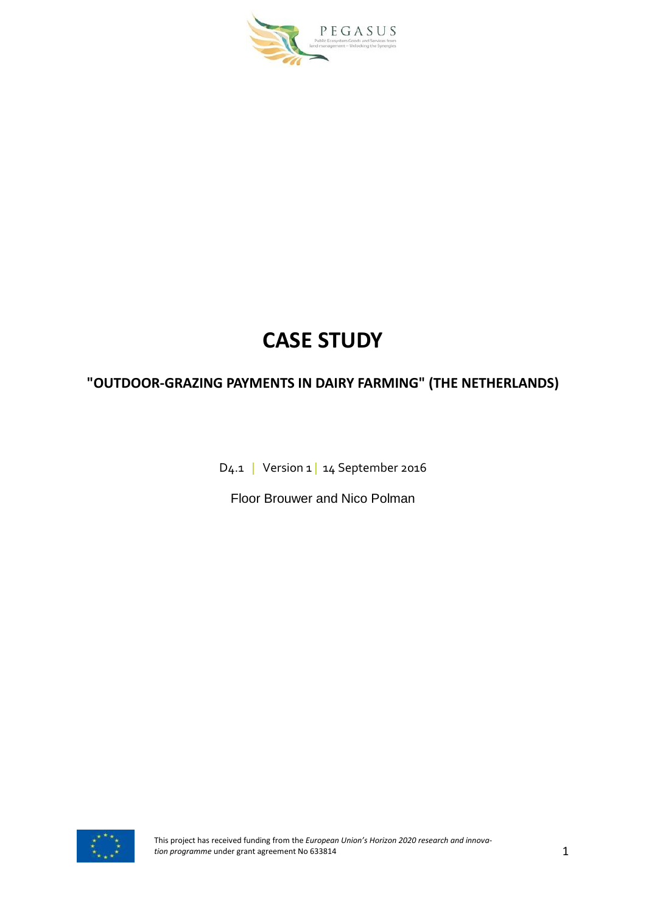PEGASUS

Public Ecosystem Goods and Services from land management – Unlocking the Synergies

# CASE STUDY

## "OUTDOOR-GRAZING PAYMENTS IN DAIRY FARMING" (THE NETHERLANDS)

D4.1 | Version 1 | 14 September 2016

Floor Brouwer and Nico Polman

This project has received funding from the *European Union's Horizon 2020 research and innovation programme* under grant agreement No 633814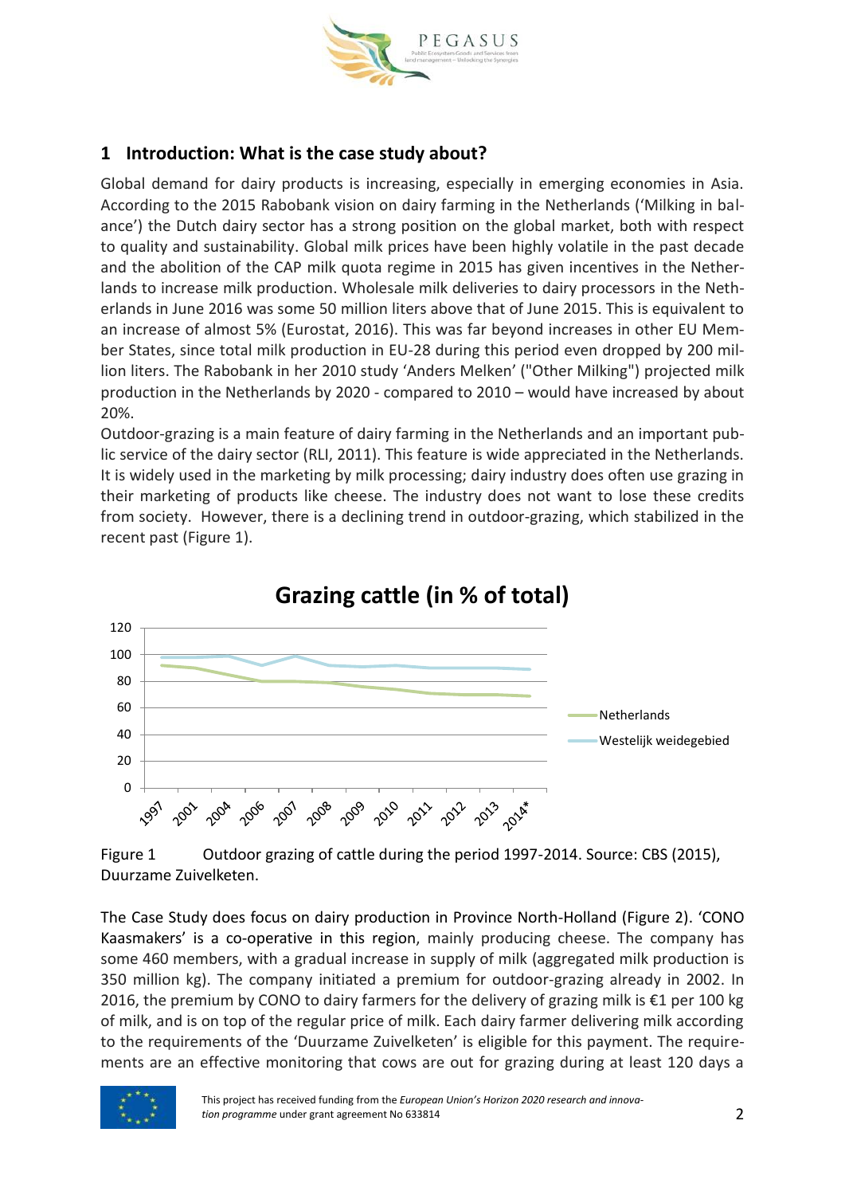## 1 Introduction: What is the case study about?

Global demand for dairy products is increasing, especially in emerging economies in Asia. According to the 2015 Rabobank vision on dairy farming in the Netherlands ('Milking in balance') the Dutch dairy sector has a strong position on the global market, both with respect to quality and sustainability. Global milk prices have been highly volatile in the past decade and the abolition of the CAP milk quota regime in 2015 has given incentives in the Netherlands to increase milk production. Wholesale milk deliveries to dairy processors in the Netherlands in June 2016 was some 50 million liters above that of June 2015. This is equivalent to an increase of almost 5% (Eurostat, 2016). This was far beyond increases in other EU Member States, since total milk production in EU-28 during this period even dropped by 200 million liters. The Rabobank in her 2010 study 'Anders Melken' ("Other Milking") projected milk production in the Netherlands by 2020 - compared to 2010 – would have increased by about 20%.

Outdoor-grazing is a main feature of dairy farming in the Netherlands and an important public service of the dairy sector (RLI, 2011). This feature is wide appreciated in the Netherlands. It is widely used in the marketing by milk processing; dairy industry does often use grazing in their marketing of products like cheese. The industry does not want to lose these credits from society. However, there is a declining trend in outdoor-grazing, which stabilized in the recent past (Figure 1).

Figure 1 Outdoor grazing of cattle during the period 1997-2014. Source: CBS (2015), Duurzame Zuivelketen.

The Case Study does focus on dairy production in Province North-Holland (Figure 2). 'CONO Kaasmakers' is a co-operative in this region, mainly producing cheese. The company has some 460 members, with a gradual increase in supply of milk (aggregated milk production is 350 million kg). The company initiated a premium for outdoor-grazing already in 2002. In 2016, the premium by CONO to dairy farmers for the delivery of grazing milk is €1 per 100 kg of milk, and is on top of the regular price of milk. Each dairy farmer delivering milk according to the requirements of the 'Duurzame Zuivelketen' is eligible for this payment. The requirements are an effective monitoring that cows are out for grazing during at least 120 days a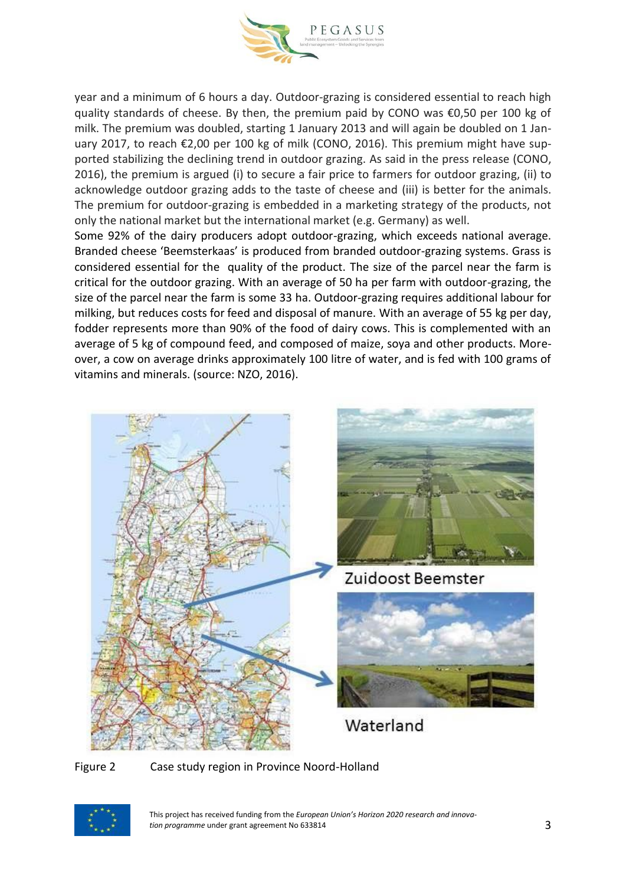year and a minimum of 6 hours a day. Outdoor-grazing is considered essential to reach high quality standards of cheese. By then, the premium paid by CONO was €0,50 per 100 kg of milk. The premium was doubled, starting 1 January 2013 and will again be doubled on 1 January 2017, to reach €2,00 per 100 kg of milk (CONO, 2016). This premium might have supported stabilizing the declining trend in outdoor grazing. As said in the press release (CONO, 2016), the premium is argued (i) to secure a fair price to farmers for outdoor grazing, (ii) to acknowledge outdoor grazing adds to the taste of cheese and (iii) is better for the animals. The premium for outdoor-grazing is embedded in a marketing strategy of the products, not only the national market but the international market (e.g. Germany) as well.

Some 92% of the dairy producers adopt outdoor-grazing, which exceeds national average. Branded cheese 'Beemsterkaas' is produced from branded outdoor-grazing systems. Grass is considered essential for the quality of the product. The size of the parcel near the farm is critical for the outdoor grazing. With an average of 50 ha per farm with outdoor-grazing, the size of the parcel near the farm is some 33 ha. Outdoor-grazing requires additional labour for milking, but reduces costs for feed and disposal of manure. With an average of 55 kg per day, fodder represents more than 90% of the food of dairy cows. This is complemented with an average of 5 kg of compound feed, and composed of maize, soya and other products. Moreover, a cow on average drinks approximately 100 litre of water, and is fed with 100 grams of vitamins and minerals. (source: NZO, 2016).

Zuidoost Beemster

Waterland

Figure 2 Case study region in Province Noord-Holland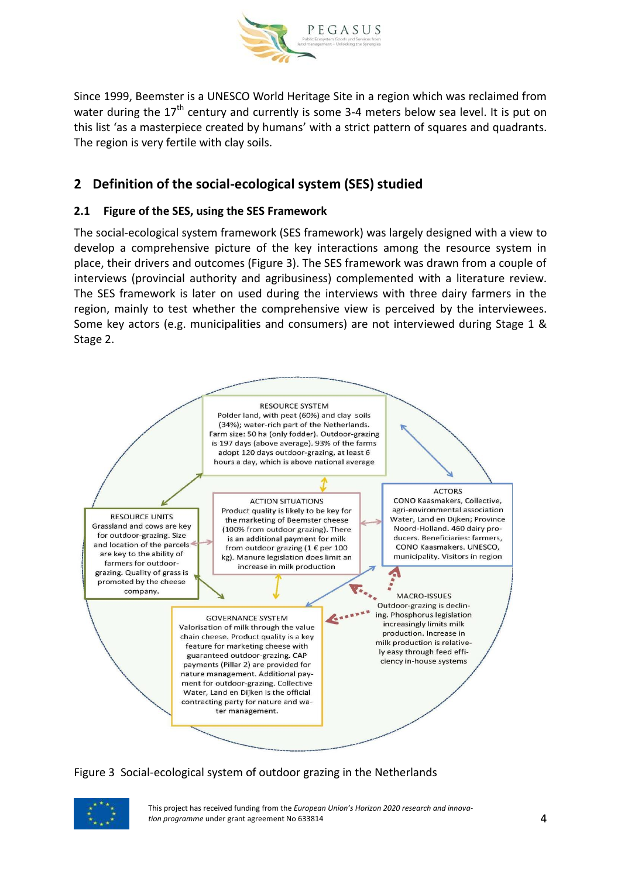Since 1999, Beemster is a UNESCO World Heritage Site in a region which was reclaimed from water during the 17th century and currently is some 3-4 meters below sea level. It is put on this list 'as a masterpiece created by humans' with a strict pattern of squares and quadrants. The region is very fertile with clay soils.

## 2 Definition of the social-ecological system (SES) studied

### 2.1 Figure of the SES, using the SES Framework

The social-ecological system framework (SES framework) was largely designed with a view to develop a comprehensive picture of the key interactions among the resource system in place, their drivers and outcomes (Figure 3). The SES framework was drawn from a couple of interviews (provincial authority and agribusiness) complemented with a literature review. The SES framework is later on used during the interviews with three dairy farmers in the region, mainly to test whether the comprehensive view is perceived by the interviewees. Some key actors (e.g. municipalities and consumers) are not interviewed during Stage 1 & Stage 2.

RESOURCE SYSTEM
Polder land, with peat (60%) and clay soils (34%); water-rich part of the Netherlands. Farm size: 50 ha (only fodder). Outdoor-grazing is 197 days (above average). 93% of the farms adopt 120 days outdoor-grazing, at least 6 hours a day, which is above national average

RESOURCE UNITS
Grassland and cows are key for outdoor-grazing. Size and location of the parcels are key to the ability of farmers for outdoor-grazing. Quality of grass is promoted by the cheese company.

ACTION SITUATIONS
Product quality is likely to be key for the marketing of Beemster cheese (100% from outdoor grazing). There is an additional payment for milk from outdoor grazing (1 € per 100 kg). Manure legislation does limit an increase in milk production

ACTORS
CONO Kaasmakers, Collective, agri-environmental association Water, Land en Dijken; Province Noord-Holland. 460 dairy producers. Beneficiaries: farmers, CONO Kaasmakers. UNESCO, municipality. Visitors in region

GOVERNANCE SYSTEM
Valorisation of milk through the value chain cheese. Product quality is a key feature for marketing cheese with guaranteed outdoor-grazing. CAP payments (Pillar 2) are provided for nature management. Additional payment for outdoor-grazing. Collective Water, Land en Dijken is the official contracting party for nature and water management.

MACRO-ISSUES
Outdoor-grazing is declining. Phosphorus legislation increasingly limits milk production. Increase in milk production is relatively easy through feed efficiency in-house systems

Figure 3 Social-ecological system of outdoor grazing in the Netherlands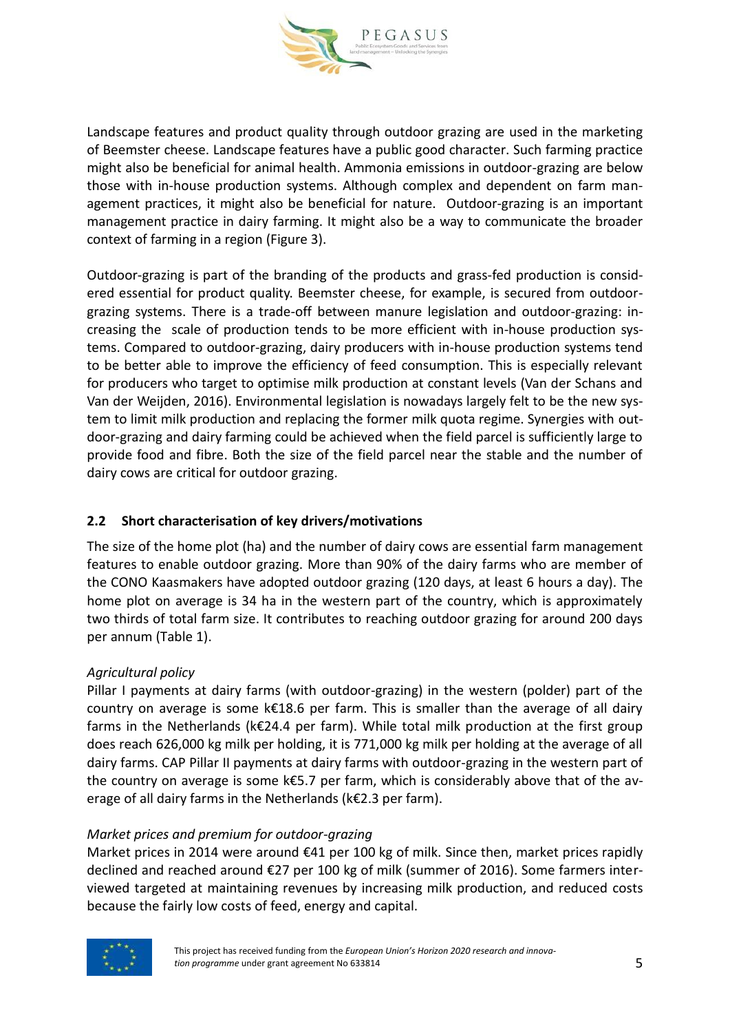Landscape features and product quality through outdoor grazing are used in the marketing of Beemster cheese. Landscape features have a public good character. Such farming practice might also be beneficial for animal health. Ammonia emissions in outdoor-grazing are below those with in-house production systems. Although complex and dependent on farm management practices, it might also be beneficial for nature. Outdoor-grazing is an important management practice in dairy farming. It might also be a way to communicate the broader context of farming in a region (Figure 3).

Outdoor-grazing is part of the branding of the products and grass-fed production is considered essential for product quality. Beemster cheese, for example, is secured from outdoor-grazing systems. There is a trade-off between manure legislation and outdoor-grazing: increasing the scale of production tends to be more efficient with in-house production systems. Compared to outdoor-grazing, dairy producers with in-house production systems tend to be better able to improve the efficiency of feed consumption. This is especially relevant for producers who target to optimise milk production at constant levels (Van der Schans and Van der Weijden, 2016). Environmental legislation is nowadays largely felt to be the new system to limit milk production and replacing the former milk quota regime. Synergies with outdoor-grazing and dairy farming could be achieved when the field parcel is sufficiently large to provide food and fibre. Both the size of the field parcel near the stable and the number of dairy cows are critical for outdoor grazing.

## 2.2 Short characterisation of key drivers/motivations

The size of the home plot (ha) and the number of dairy cows are essential farm management features to enable outdoor grazing. More than 90% of the dairy farms who are member of the CONO Kaasmakers have adopted outdoor grazing (120 days, at least 6 hours a day). The home plot on average is 34 ha in the western part of the country, which is approximately two thirds of total farm size. It contributes to reaching outdoor grazing for around 200 days per annum (Table 1).

*Agricultural policy*

Pillar I payments at dairy farms (with outdoor-grazing) in the western (polder) part of the country on average is some k€18.6 per farm. This is smaller than the average of all dairy farms in the Netherlands (k€24.4 per farm). While total milk production at the first group does reach 626,000 kg milk per holding, it is 771,000 kg milk per holding at the average of all dairy farms. CAP Pillar II payments at dairy farms with outdoor-grazing in the western part of the country on average is some k€5.7 per farm, which is considerably above that of the average of all dairy farms in the Netherlands (k€2.3 per farm).

*Market prices and premium for outdoor-grazing*

Market prices in 2014 were around €41 per 100 kg of milk. Since then, market prices rapidly declined and reached around €27 per 100 kg of milk (summer of 2016). Some farmers interviewed targeted at maintaining revenues by increasing milk production, and reduced costs because the fairly low costs of feed, energy and capital.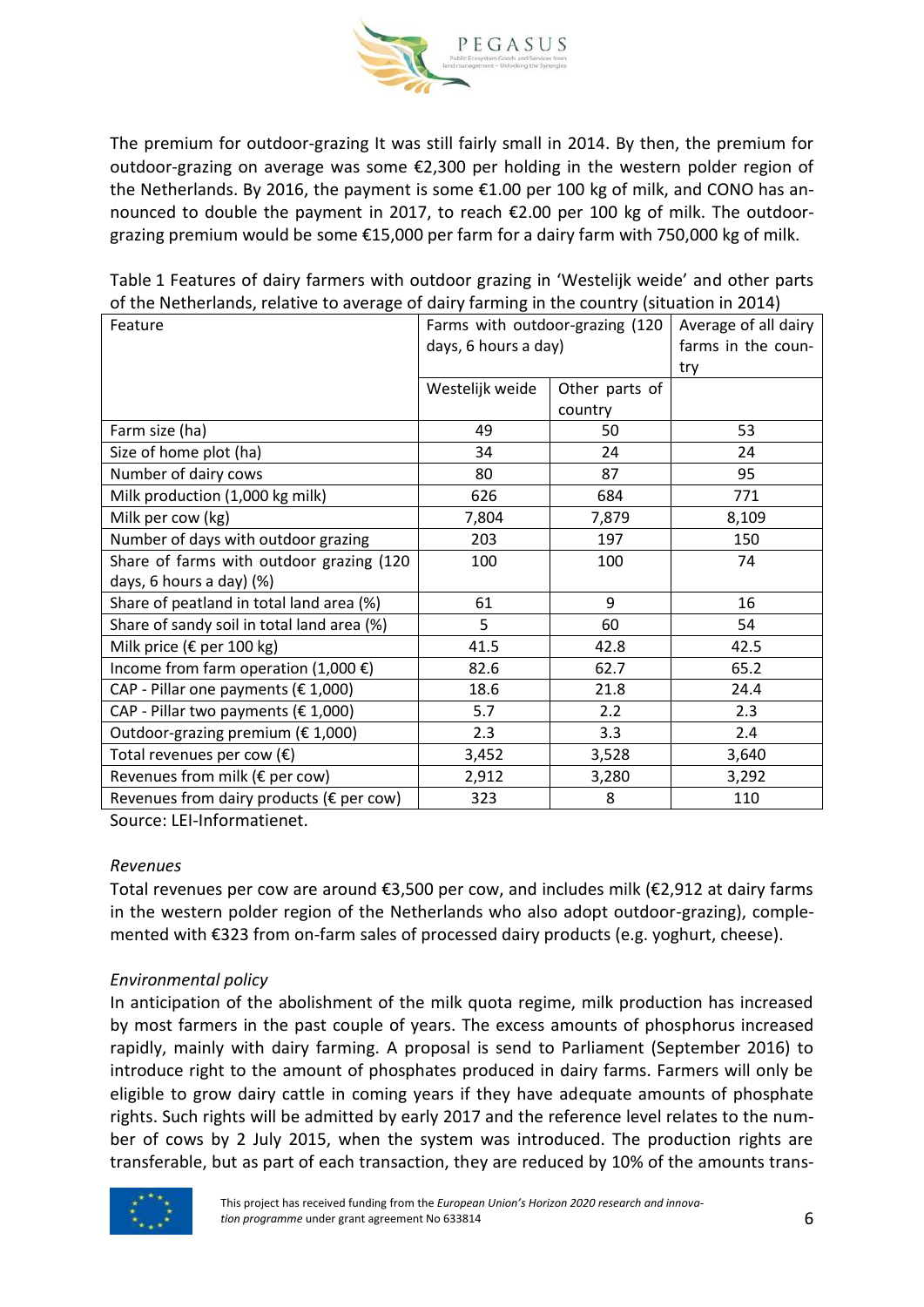The premium for outdoor-grazing It was still fairly small in 2014. By then, the premium for outdoor-grazing on average was some €2,300 per holding in the western polder region of the Netherlands. By 2016, the payment is some €1.00 per 100 kg of milk, and CONO has announced to double the payment in 2017, to reach €2.00 per 100 kg of milk. The outdoor-grazing premium would be some €15,000 per farm for a dairy farm with 750,000 kg of milk.

Table 1 Features of dairy farmers with outdoor grazing in 'Westelijk weide' and other parts of the Netherlands, relative to average of dairy farming in the country (situation in 2014)

| Feature | Farms with outdoor-grazing (120 days, 6 hours a day) | | Average of all dairy farms in the country |
|---|---|---|---|
| | Westelijk weide | Other parts of country | |
| Farm size (ha) | 49 | 50 | 53 |
| Size of home plot (ha) | 34 | 24 | 24 |
| Number of dairy cows | 80 | 87 | 95 |
| Milk production (1,000 kg milk) | 626 | 684 | 771 |
| Milk per cow (kg) | 7,804 | 7,879 | 8,109 |
| Number of days with outdoor grazing | 203 | 197 | 150 |
| Share of farms with outdoor grazing (120 days, 6 hours a day) (%) | 100 | 100 | 74 |
| Share of peatland in total land area (%) | 61 | 9 | 16 |
| Share of sandy soil in total land area (%) | 5 | 60 | 54 |
| Milk price (€ per 100 kg) | 41.5 | 42.8 | 42.5 |
| Income from farm operation (1,000 €) | 82.6 | 62.7 | 65.2 |
| CAP - Pillar one payments (€ 1,000) | 18.6 | 21.8 | 24.4 |
| CAP - Pillar two payments (€ 1,000) | 5.7 | 2.2 | 2.3 |
| Outdoor-grazing premium (€ 1,000) | 2.3 | 3.3 | 2.4 |
| Total revenues per cow (€) | 3,452 | 3,528 | 3,640 |
| Revenues from milk (€ per cow) | 2,912 | 3,280 | 3,292 |
| Revenues from dairy products (€ per cow) | 323 | 8 | 110 |

Source: LEI-Informatienet.

*Revenues*

Total revenues per cow are around €3,500 per cow, and includes milk (€2,912 at dairy farms in the western polder region of the Netherlands who also adopt outdoor-grazing), complemented with €323 from on-farm sales of processed dairy products (e.g. yoghurt, cheese).

*Environmental policy*

In anticipation of the abolishment of the milk quota regime, milk production has increased by most farmers in the past couple of years. The excess amounts of phosphorus increased rapidly, mainly with dairy farming. A proposal is send to Parliament (September 2016) to introduce right to the amount of phosphates produced in dairy farms. Farmers will only be eligible to grow dairy cattle in coming years if they have adequate amounts of phosphate rights. Such rights will be admitted by early 2017 and the reference level relates to the number of cows by 2 July 2015, when the system was introduced. The production rights are transferable, but as part of each transaction, they are reduced by 10% of the amounts trans-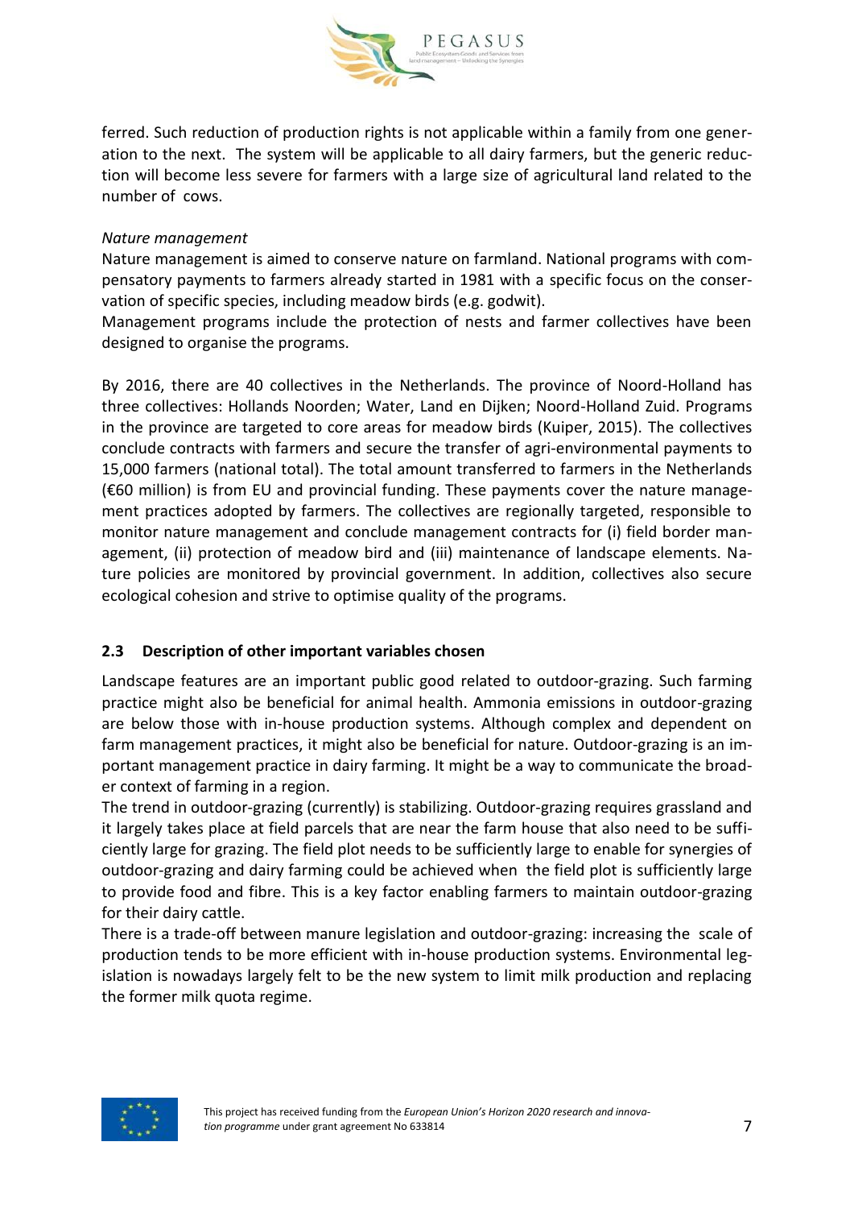ferred. Such reduction of production rights is not applicable within a family from one generation to the next. The system will be applicable to all dairy farmers, but the generic reduction will become less severe for farmers with a large size of agricultural land related to the number of cows.

*Nature management*

Nature management is aimed to conserve nature on farmland. National programs with compensatory payments to farmers already started in 1981 with a specific focus on the conservation of specific species, including meadow birds (e.g. godwit).

Management programs include the protection of nests and farmer collectives have been designed to organise the programs.

By 2016, there are 40 collectives in the Netherlands. The province of Noord-Holland has three collectives: Hollands Noorden; Water, Land en Dijken; Noord-Holland Zuid. Programs in the province are targeted to core areas for meadow birds (Kuiper, 2015). The collectives conclude contracts with farmers and secure the transfer of agri-environmental payments to 15,000 farmers (national total). The total amount transferred to farmers in the Netherlands (€60 million) is from EU and provincial funding. These payments cover the nature management practices adopted by farmers. The collectives are regionally targeted, responsible to monitor nature management and conclude management contracts for (i) field border management, (ii) protection of meadow bird and (iii) maintenance of landscape elements. Nature policies are monitored by provincial government. In addition, collectives also secure ecological cohesion and strive to optimise quality of the programs.

## 2.3 Description of other important variables chosen

Landscape features are an important public good related to outdoor-grazing. Such farming practice might also be beneficial for animal health. Ammonia emissions in outdoor-grazing are below those with in-house production systems. Although complex and dependent on farm management practices, it might also be beneficial for nature. Outdoor-grazing is an important management practice in dairy farming. It might be a way to communicate the broader context of farming in a region.

The trend in outdoor-grazing (currently) is stabilizing. Outdoor-grazing requires grassland and it largely takes place at field parcels that are near the farm house that also need to be sufficiently large for grazing. The field plot needs to be sufficiently large to enable for synergies of outdoor-grazing and dairy farming could be achieved when the field plot is sufficiently large to provide food and fibre. This is a key factor enabling farmers to maintain outdoor-grazing for their dairy cattle.

There is a trade-off between manure legislation and outdoor-grazing: increasing the scale of production tends to be more efficient with in-house production systems. Environmental legislation is nowadays largely felt to be the new system to limit milk production and replacing the former milk quota regime.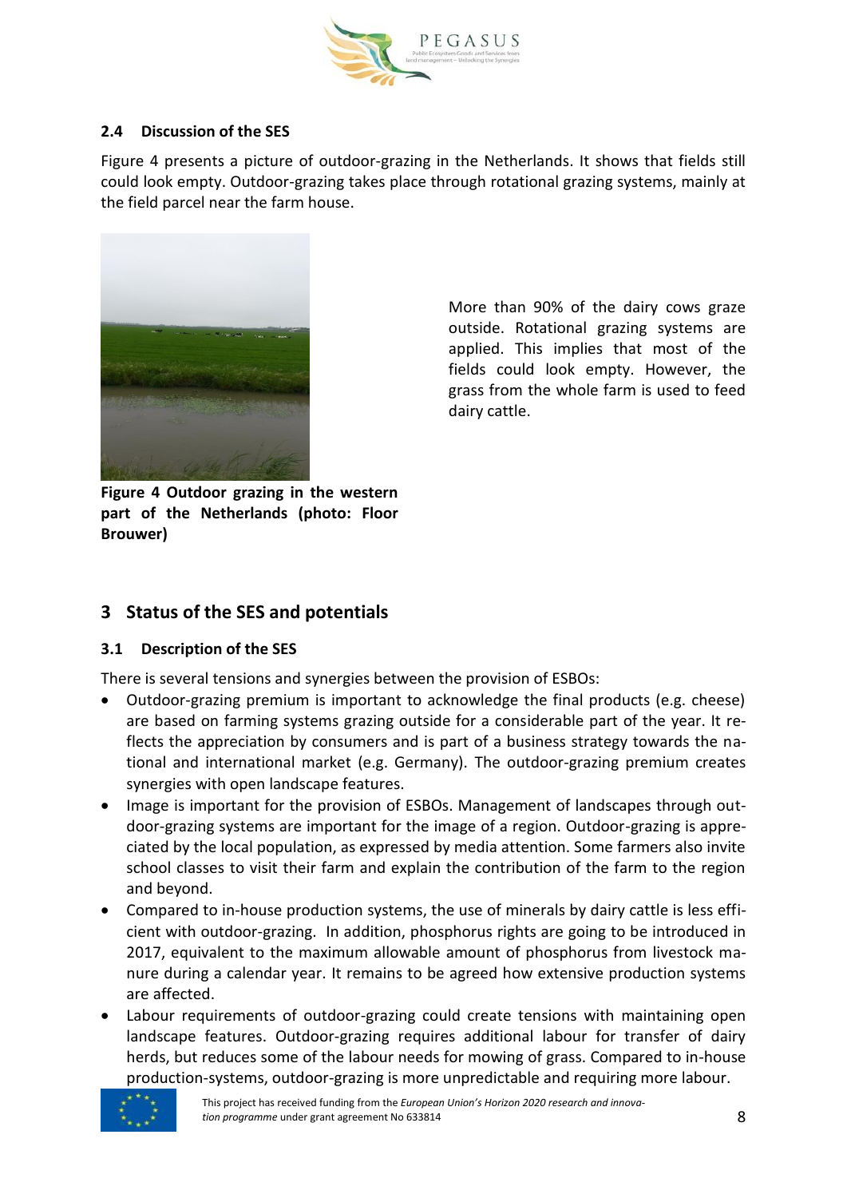## 2.4 Discussion of the SES

Figure 4 presents a picture of outdoor-grazing in the Netherlands. It shows that fields still could look empty. Outdoor-grazing takes place through rotational grazing systems, mainly at the field parcel near the farm house.

**Figure 4 Outdoor grazing in the western part of the Netherlands (photo: Floor Brouwer)**

More than 90% of the dairy cows graze outside. Rotational grazing systems are applied. This implies that most of the fields could look empty. However, the grass from the whole farm is used to feed dairy cattle.

# 3 Status of the SES and potentials

## 3.1 Description of the SES

There is several tensions and synergies between the provision of ESBOs:

- Outdoor-grazing premium is important to acknowledge the final products (e.g. cheese) are based on farming systems grazing outside for a considerable part of the year. It reflects the appreciation by consumers and is part of a business strategy towards the national and international market (e.g. Germany). The outdoor-grazing premium creates synergies with open landscape features.
- Image is important for the provision of ESBOs. Management of landscapes through outdoor-grazing systems are important for the image of a region. Outdoor-grazing is appreciated by the local population, as expressed by media attention. Some farmers also invite school classes to visit their farm and explain the contribution of the farm to the region and beyond.
- Compared to in-house production systems, the use of minerals by dairy cattle is less efficient with outdoor-grazing. In addition, phosphorus rights are going to be introduced in 2017, equivalent to the maximum allowable amount of phosphorus from livestock manure during a calendar year. It remains to be agreed how extensive production systems are affected.
- Labour requirements of outdoor-grazing could create tensions with maintaining open landscape features. Outdoor-grazing requires additional labour for transfer of dairy herds, but reduces some of the labour needs for mowing of grass. Compared to in-house production-systems, outdoor-grazing is more unpredictable and requiring more labour.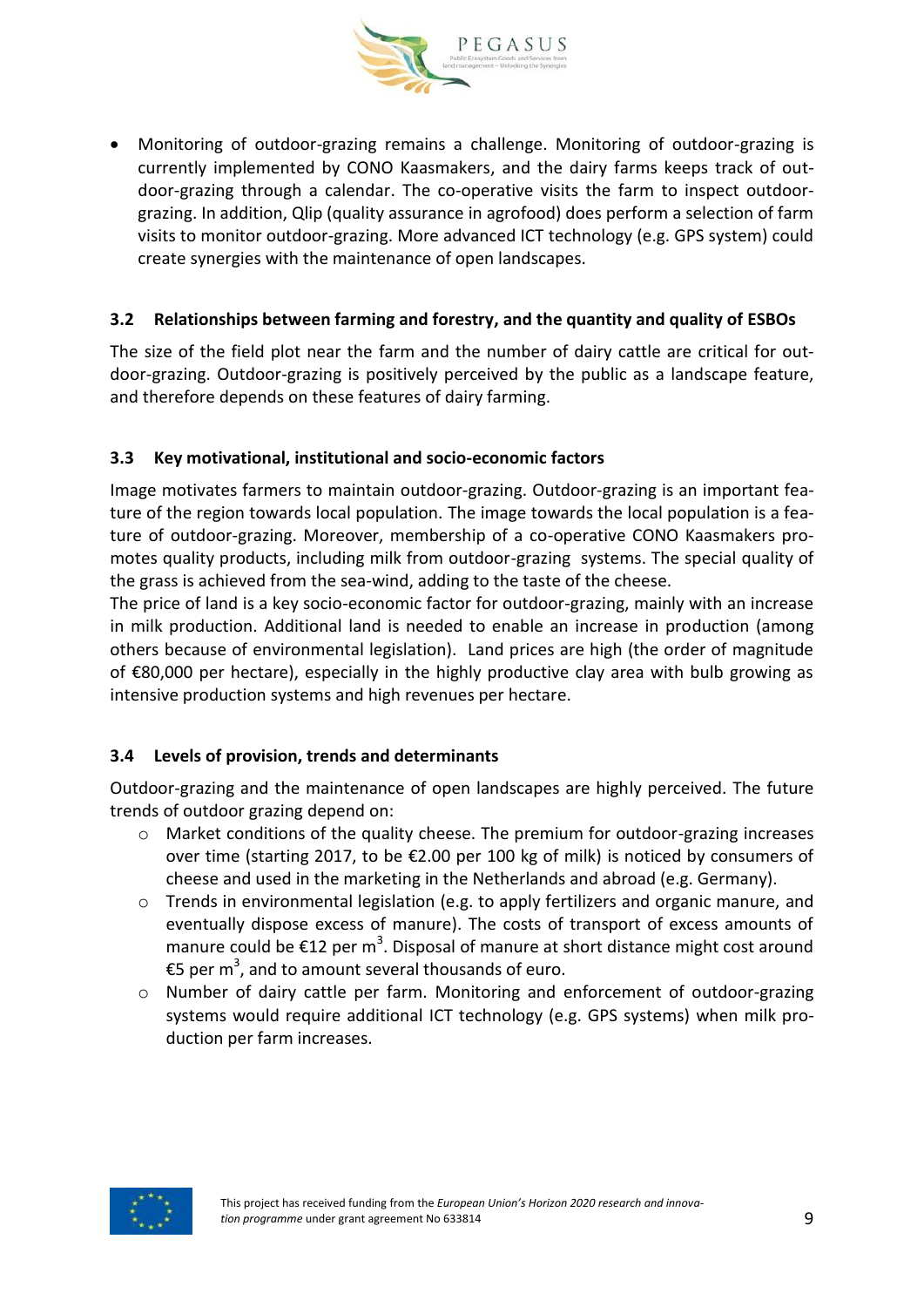- Monitoring of outdoor-grazing remains a challenge. Monitoring of outdoor-grazing is currently implemented by CONO Kaasmakers, and the dairy farms keeps track of outdoor-grazing through a calendar. The co-operative visits the farm to inspect outdoor-grazing. In addition, Qlip (quality assurance in agrofood) does perform a selection of farm visits to monitor outdoor-grazing. More advanced ICT technology (e.g. GPS system) could create synergies with the maintenance of open landscapes.

### 3.2 Relationships between farming and forestry, and the quantity and quality of ESBOs

The size of the field plot near the farm and the number of dairy cattle are critical for outdoor-grazing. Outdoor-grazing is positively perceived by the public as a landscape feature, and therefore depends on these features of dairy farming.

### 3.3 Key motivational, institutional and socio-economic factors

Image motivates farmers to maintain outdoor-grazing. Outdoor-grazing is an important feature of the region towards local population. The image towards the local population is a feature of outdoor-grazing. Moreover, membership of a co-operative CONO Kaasmakers promotes quality products, including milk from outdoor-grazing systems. The special quality of the grass is achieved from the sea-wind, adding to the taste of the cheese.

The price of land is a key socio-economic factor for outdoor-grazing, mainly with an increase in milk production. Additional land is needed to enable an increase in production (among others because of environmental legislation). Land prices are high (the order of magnitude of €80,000 per hectare), especially in the highly productive clay area with bulb growing as intensive production systems and high revenues per hectare.

### 3.4 Levels of provision, trends and determinants

Outdoor-grazing and the maintenance of open landscapes are highly perceived. The future trends of outdoor grazing depend on:

- Market conditions of the quality cheese. The premium for outdoor-grazing increases over time (starting 2017, to be €2.00 per 100 kg of milk) is noticed by consumers of cheese and used in the marketing in the Netherlands and abroad (e.g. Germany).
- Trends in environmental legislation (e.g. to apply fertilizers and organic manure, and eventually dispose excess of manure). The costs of transport of excess amounts of manure could be €12 per $m^3$. Disposal of manure at short distance might cost around €5 per $m^3$, and to amount several thousands of euro.
- Number of dairy cattle per farm. Monitoring and enforcement of outdoor-grazing systems would require additional ICT technology (e.g. GPS systems) when milk production per farm increases.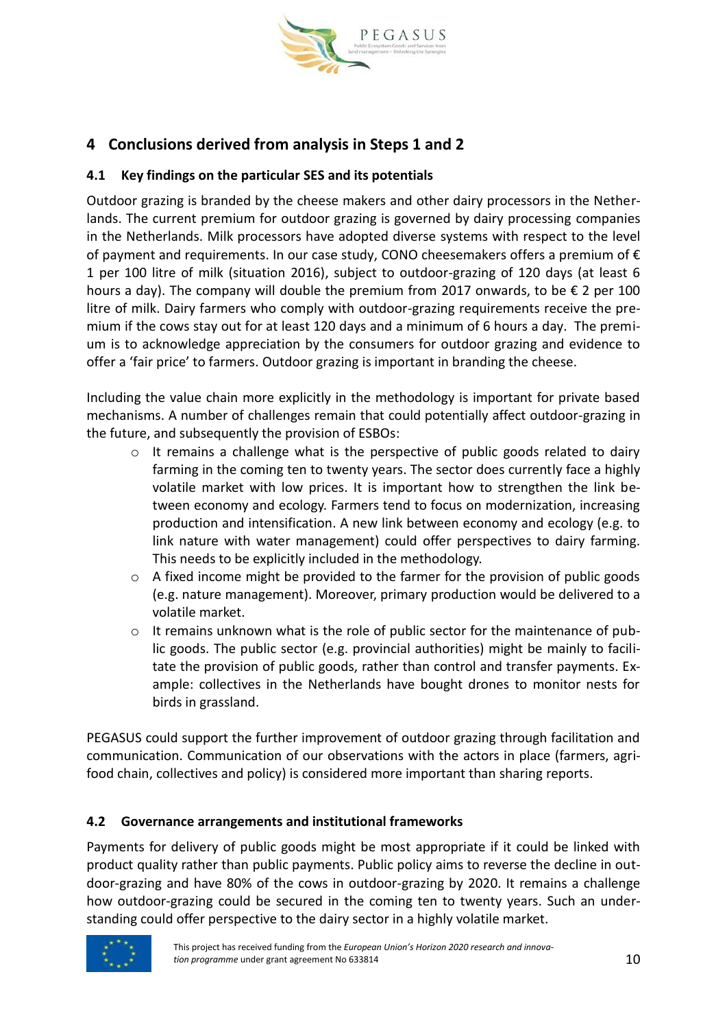## 4 Conclusions derived from analysis in Steps 1 and 2

### 4.1 Key findings on the particular SES and its potentials

Outdoor grazing is branded by the cheese makers and other dairy processors in the Netherlands. The current premium for outdoor grazing is governed by dairy processing companies in the Netherlands. Milk processors have adopted diverse systems with respect to the level of payment and requirements. In our case study, CONO cheesemakers offers a premium of € 1 per 100 litre of milk (situation 2016), subject to outdoor-grazing of 120 days (at least 6 hours a day). The company will double the premium from 2017 onwards, to be € 2 per 100 litre of milk. Dairy farmers who comply with outdoor-grazing requirements receive the premium if the cows stay out for at least 120 days and a minimum of 6 hours a day. The premium is to acknowledge appreciation by the consumers for outdoor grazing and evidence to offer a 'fair price' to farmers. Outdoor grazing is important in branding the cheese.

Including the value chain more explicitly in the methodology is important for private based mechanisms. A number of challenges remain that could potentially affect outdoor-grazing in the future, and subsequently the provision of ESBOs:

- It remains a challenge what is the perspective of public goods related to dairy farming in the coming ten to twenty years. The sector does currently face a highly volatile market with low prices. It is important how to strengthen the link between economy and ecology. Farmers tend to focus on modernization, increasing production and intensification. A new link between economy and ecology (e.g. to link nature with water management) could offer perspectives to dairy farming. This needs to be explicitly included in the methodology.
- A fixed income might be provided to the farmer for the provision of public goods (e.g. nature management). Moreover, primary production would be delivered to a volatile market.
- It remains unknown what is the role of public sector for the maintenance of public goods. The public sector (e.g. provincial authorities) might be mainly to facilitate the provision of public goods, rather than control and transfer payments. Example: collectives in the Netherlands have bought drones to monitor nests for birds in grassland.

PEGASUS could support the further improvement of outdoor grazing through facilitation and communication. Communication of our observations with the actors in place (farmers, agri-food chain, collectives and policy) is considered more important than sharing reports.

### 4.2 Governance arrangements and institutional frameworks

Payments for delivery of public goods might be most appropriate if it could be linked with product quality rather than public payments. Public policy aims to reverse the decline in outdoor-grazing and have 80% of the cows in outdoor-grazing by 2020. It remains a challenge how outdoor-grazing could be secured in the coming ten to twenty years. Such an understanding could offer perspective to the dairy sector in a highly volatile market.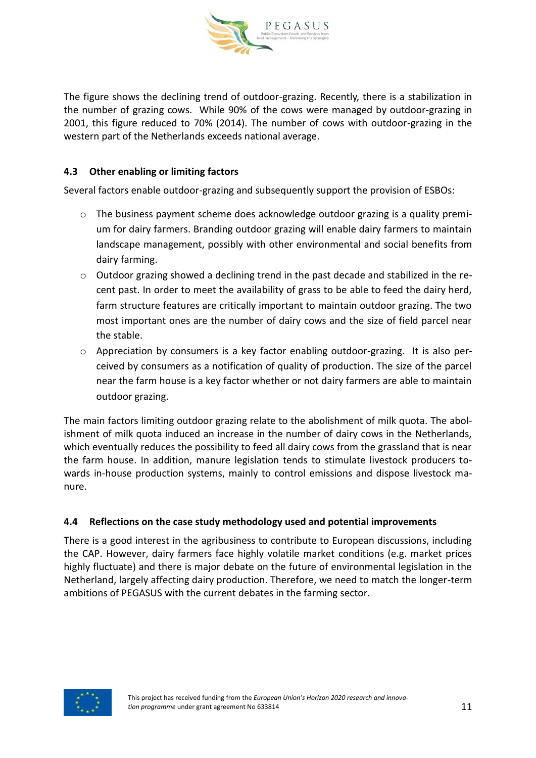The figure shows the declining trend of outdoor-grazing. Recently, there is a stabilization in the number of grazing cows.  While 90% of the cows were managed by outdoor-grazing in 2001, this figure reduced to 70% (2014). The number of cows with outdoor-grazing in the western part of the Netherlands exceeds national average.

## 4.3 Other enabling or limiting factors

Several factors enable outdoor-grazing and subsequently support the provision of ESBOs:

- The business payment scheme does acknowledge outdoor grazing is a quality premium for dairy farmers. Branding outdoor grazing will enable dairy farmers to maintain landscape management, possibly with other environmental and social benefits from dairy farming.
- Outdoor grazing showed a declining trend in the past decade and stabilized in the recent past. In order to meet the availability of grass to be able to feed the dairy herd, farm structure features are critically important to maintain outdoor grazing. The two most important ones are the number of dairy cows and the size of field parcel near the stable.
- Appreciation by consumers is a key factor enabling outdoor-grazing.  It is also perceived by consumers as a notification of quality of production. The size of the parcel near the farm house is a key factor whether or not dairy farmers are able to maintain outdoor grazing.

The main factors limiting outdoor grazing relate to the abolishment of milk quota. The abolishment of milk quota induced an increase in the number of dairy cows in the Netherlands, which eventually reduces the possibility to feed all dairy cows from the grassland that is near the farm house. In addition, manure legislation tends to stimulate livestock producers towards in-house production systems, mainly to control emissions and dispose livestock manure.

## 4.4 Reflections on the case study methodology used and potential improvements

There is a good interest in the agribusiness to contribute to European discussions, including the CAP. However, dairy farmers face highly volatile market conditions (e.g. market prices highly fluctuate) and there is major debate on the future of environmental legislation in the Netherland, largely affecting dairy production. Therefore, we need to match the longer-term ambitions of PEGASUS with the current debates in the farming sector.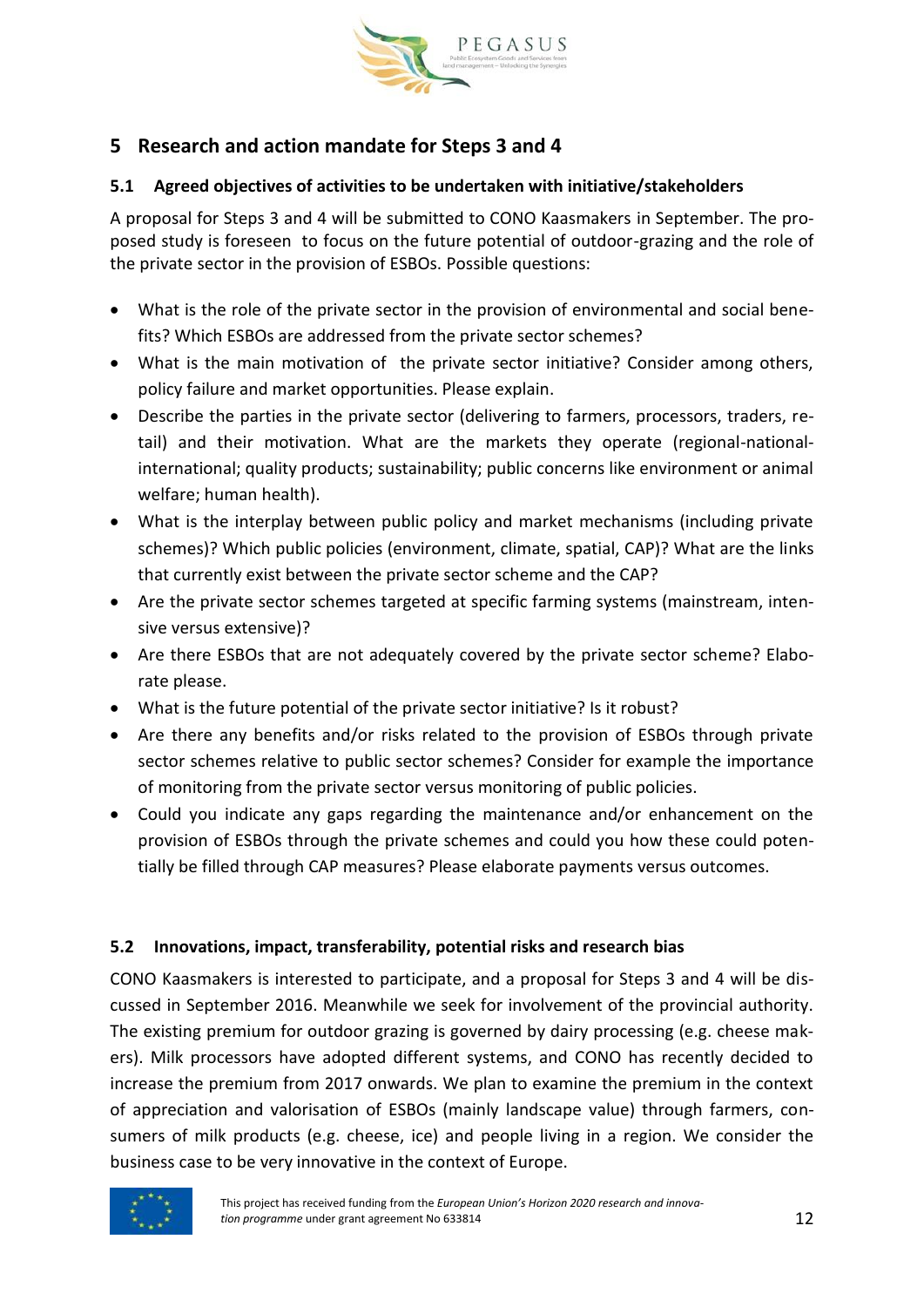# 5 Research and action mandate for Steps 3 and 4

## 5.1 Agreed objectives of activities to be undertaken with initiative/stakeholders

A proposal for Steps 3 and 4 will be submitted to CONO Kaasmakers in September. The proposed study is foreseen to focus on the future potential of outdoor-grazing and the role of the private sector in the provision of ESBOs. Possible questions:

- What is the role of the private sector in the provision of environmental and social benefits? Which ESBOs are addressed from the private sector schemes?
- What is the main motivation of the private sector initiative? Consider among others, policy failure and market opportunities. Please explain.
- Describe the parties in the private sector (delivering to farmers, processors, traders, retail) and their motivation. What are the markets they operate (regional-national-international; quality products; sustainability; public concerns like environment or animal welfare; human health).
- What is the interplay between public policy and market mechanisms (including private schemes)? Which public policies (environment, climate, spatial, CAP)? What are the links that currently exist between the private sector scheme and the CAP?
- Are the private sector schemes targeted at specific farming systems (mainstream, intensive versus extensive)?
- Are there ESBOs that are not adequately covered by the private sector scheme? Elaborate please.
- What is the future potential of the private sector initiative? Is it robust?
- Are there any benefits and/or risks related to the provision of ESBOs through private sector schemes relative to public sector schemes? Consider for example the importance of monitoring from the private sector versus monitoring of public policies.
- Could you indicate any gaps regarding the maintenance and/or enhancement on the provision of ESBOs through the private schemes and could you how these could potentially be filled through CAP measures? Please elaborate payments versus outcomes.

## 5.2 Innovations, impact, transferability, potential risks and research bias

CONO Kaasmakers is interested to participate, and a proposal for Steps 3 and 4 will be discussed in September 2016. Meanwhile we seek for involvement of the provincial authority. The existing premium for outdoor grazing is governed by dairy processing (e.g. cheese makers). Milk processors have adopted different systems, and CONO has recently decided to increase the premium from 2017 onwards. We plan to examine the premium in the context of appreciation and valorisation of ESBOs (mainly landscape value) through farmers, consumers of milk products (e.g. cheese, ice) and people living in a region. We consider the business case to be very innovative in the context of Europe.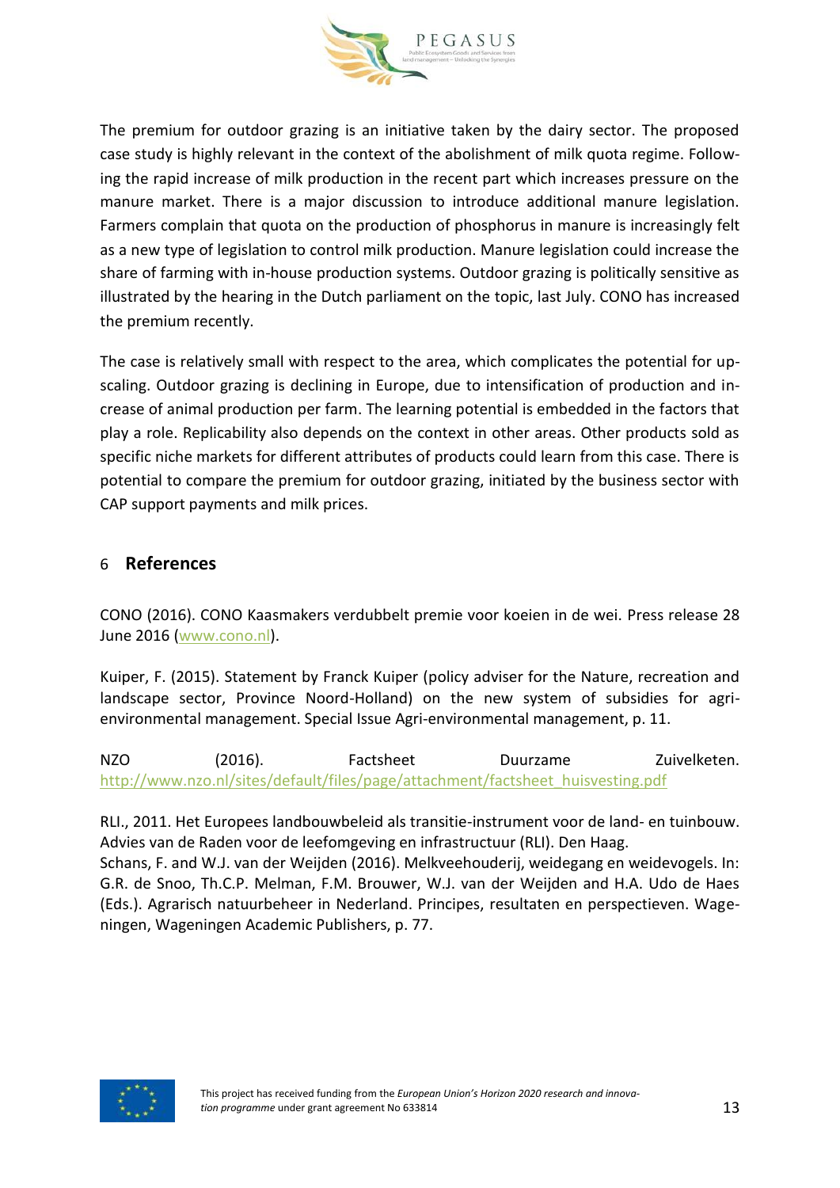The premium for outdoor grazing is an initiative taken by the dairy sector. The proposed case study is highly relevant in the context of the abolishment of milk quota regime. Following the rapid increase of milk production in the recent part which increases pressure on the manure market. There is a major discussion to introduce additional manure legislation. Farmers complain that quota on the production of phosphorus in manure is increasingly felt as a new type of legislation to control milk production. Manure legislation could increase the share of farming with in-house production systems. Outdoor grazing is politically sensitive as illustrated by the hearing in the Dutch parliament on the topic, last July. CONO has increased the premium recently.

The case is relatively small with respect to the area, which complicates the potential for upscaling. Outdoor grazing is declining in Europe, due to intensification of production and increase of animal production per farm. The learning potential is embedded in the factors that play a role. Replicability also depends on the context in other areas. Other products sold as specific niche markets for different attributes of products could learn from this case. There is potential to compare the premium for outdoor grazing, initiated by the business sector with CAP support payments and milk prices.

## 6 References

CONO (2016). CONO Kaasmakers verdubbelt premie voor koeien in de wei. Press release 28 June 2016 (www.cono.nl).

Kuiper, F. (2015). Statement by Franck Kuiper (policy adviser for the Nature, recreation and landscape sector, Province Noord-Holland) on the new system of subsidies for agri-environmental management. Special Issue Agri-environmental management, p. 11.

NZO (2016). Factsheet Duurzame Zuivelketen. http://www.nzo.nl/sites/default/files/page/attachment/factsheet_huisvesting.pdf

RLI., 2011. Het Europees landbouwbeleid als transitie-instrument voor de land- en tuinbouw. Advies van de Raden voor de leefomgeving en infrastructuur (RLI). Den Haag.

Schans, F. and W.J. van der Weijden (2016). Melkveehouderij, weidegang en weidevogels. In: G.R. de Snoo, Th.C.P. Melman, F.M. Brouwer, W.J. van der Weijden and H.A. Udo de Haes (Eds.). Agrarisch natuurbeheer in Nederland. Principes, resultaten en perspectieven. Wageningen, Wageningen Academic Publishers, p. 77.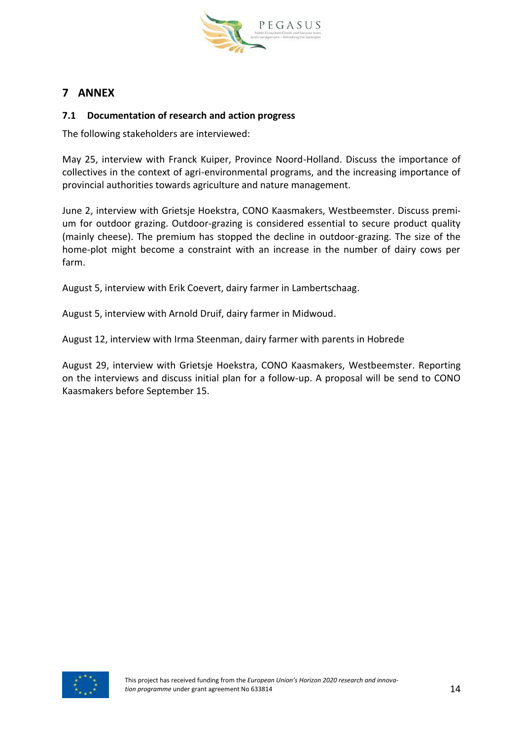# 7 ANNEX

## 7.1 Documentation of research and action progress

The following stakeholders are interviewed:

May 25, interview with Franck Kuiper, Province Noord-Holland. Discuss the importance of collectives in the context of agri-environmental programs, and the increasing importance of provincial authorities towards agriculture and nature management.

June 2, interview with Grietsje Hoekstra, CONO Kaasmakers, Westbeemster. Discuss premium for outdoor grazing. Outdoor-grazing is considered essential to secure product quality (mainly cheese). The premium has stopped the decline in outdoor-grazing. The size of the home-plot might become a constraint with an increase in the number of dairy cows per farm.

August 5, interview with Erik Coevert, dairy farmer in Lambertschaag.

August 5, interview with Arnold Druif, dairy farmer in Midwoud.

August 12, interview with Irma Steenman, dairy farmer with parents in Hobrede

August 29, interview with Grietsje Hoekstra, CONO Kaasmakers, Westbeemster. Reporting on the interviews and discuss initial plan for a follow-up. A proposal will be send to CONO Kaasmakers before September 15.